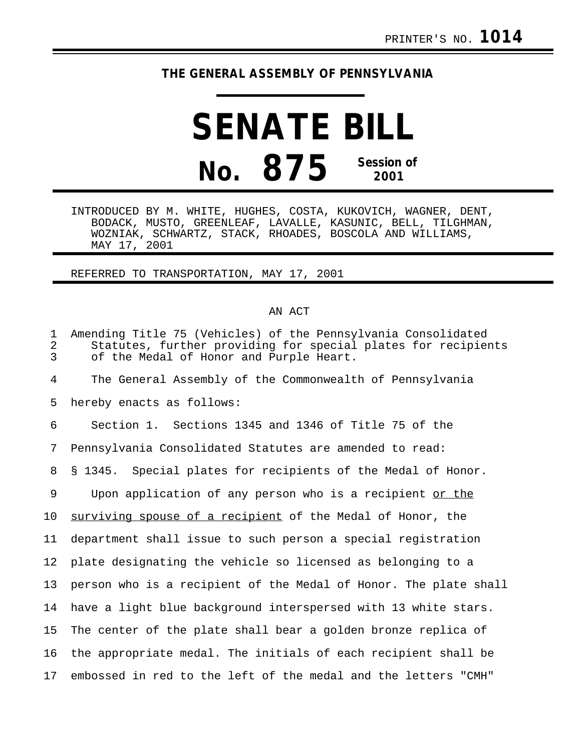PRINTER'S NO. **1014**

**THE GENERAL ASSEMBLY OF PENNSYLVANIA**

# SENATE BILL

## No. 875 Session of 2001

INTRODUCED BY M. WHITE, HUGHES, COSTA, KUKOVICH, WAGNER, DENT, BODACK, MUSTO, GREENLEAF, LAVALLE, KASUNIC, BELL, TILGHMAN, WOZNIAK, SCHWARTZ, STACK, RHOADES, BOSCOLA AND WILLIAMS, MAY 17, 2001

REFERRED TO TRANSPORTATION, MAY 17, 2001

AN ACT

Amending Title 75 (Vehicles) of the Pennsylvania Consolidated Statutes, further providing for special plates for recipients of the Medal of Honor and Purple Heart.

The General Assembly of the Commonwealth of Pennsylvania hereby enacts as follows:

Section 1. Sections 1345 and 1346 of Title 75 of the Pennsylvania Consolidated Statutes are amended to read:

§ 1345. Special plates for recipients of the Medal of Honor.

Upon application of any person who is a recipient <u>or the surviving spouse of a recipient</u> of the Medal of Honor, the department shall issue to such person a special registration plate designating the vehicle so licensed as belonging to a person who is a recipient of the Medal of Honor. The plate shall have a light blue background interspersed with 13 white stars. The center of the plate shall bear a golden bronze replica of the appropriate medal. The initials of each recipient shall be embossed in red to the left of the medal and the letters "CMH"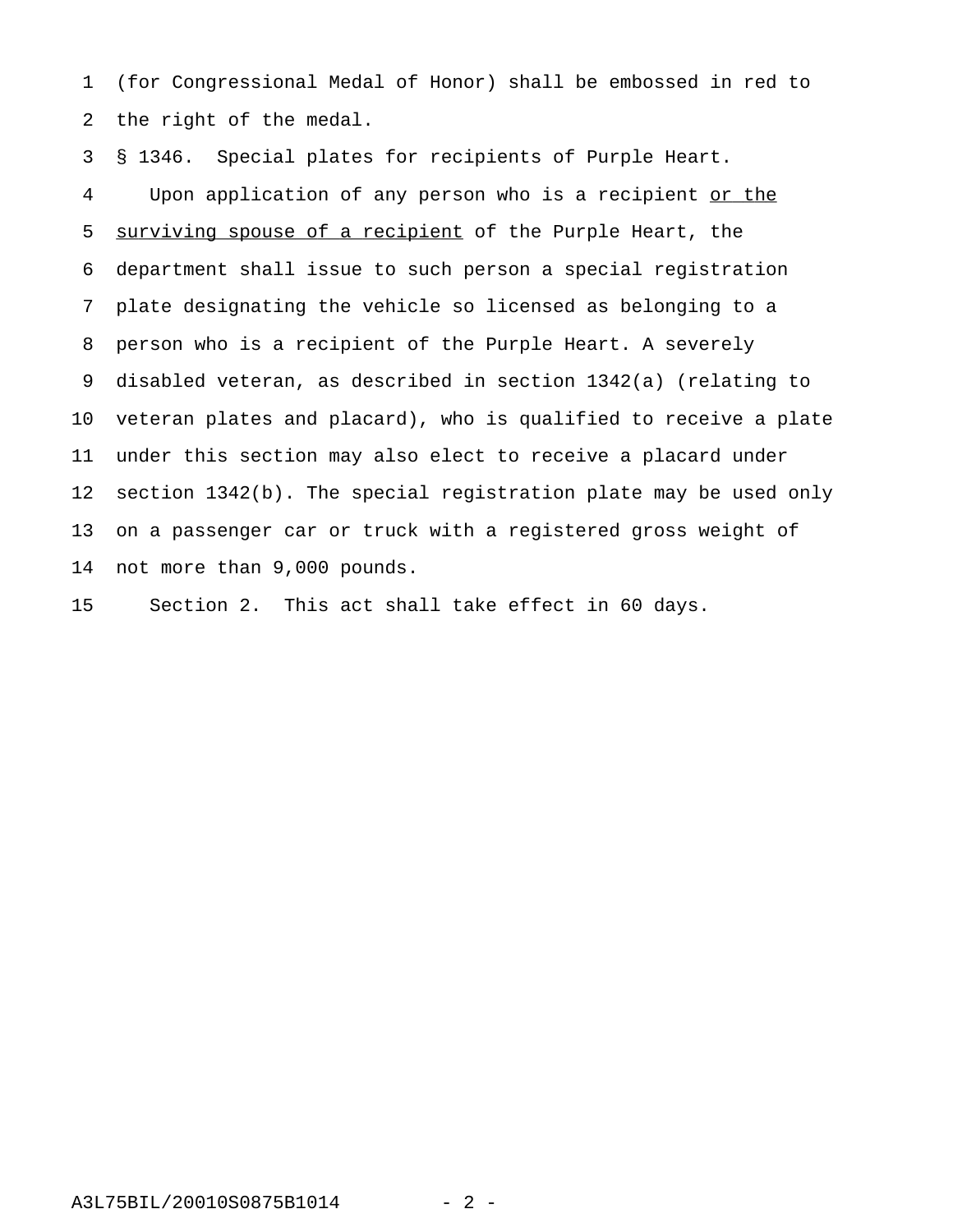(for Congressional Medal of Honor) shall be embossed in red to the right of the medal.

§ 1346. Special plates for recipients of Purple Heart.

Upon application of any person who is a recipient <u>or the surviving spouse of a recipient</u> of the Purple Heart, the department shall issue to such person a special registration plate designating the vehicle so licensed as belonging to a person who is a recipient of the Purple Heart. A severely disabled veteran, as described in section 1342(a) (relating to veteran plates and placard), who is qualified to receive a plate under this section may also elect to receive a placard under section 1342(b). The special registration plate may be used only on a passenger car or truck with a registered gross weight of not more than 9,000 pounds.

Section 2. This act shall take effect in 60 days.